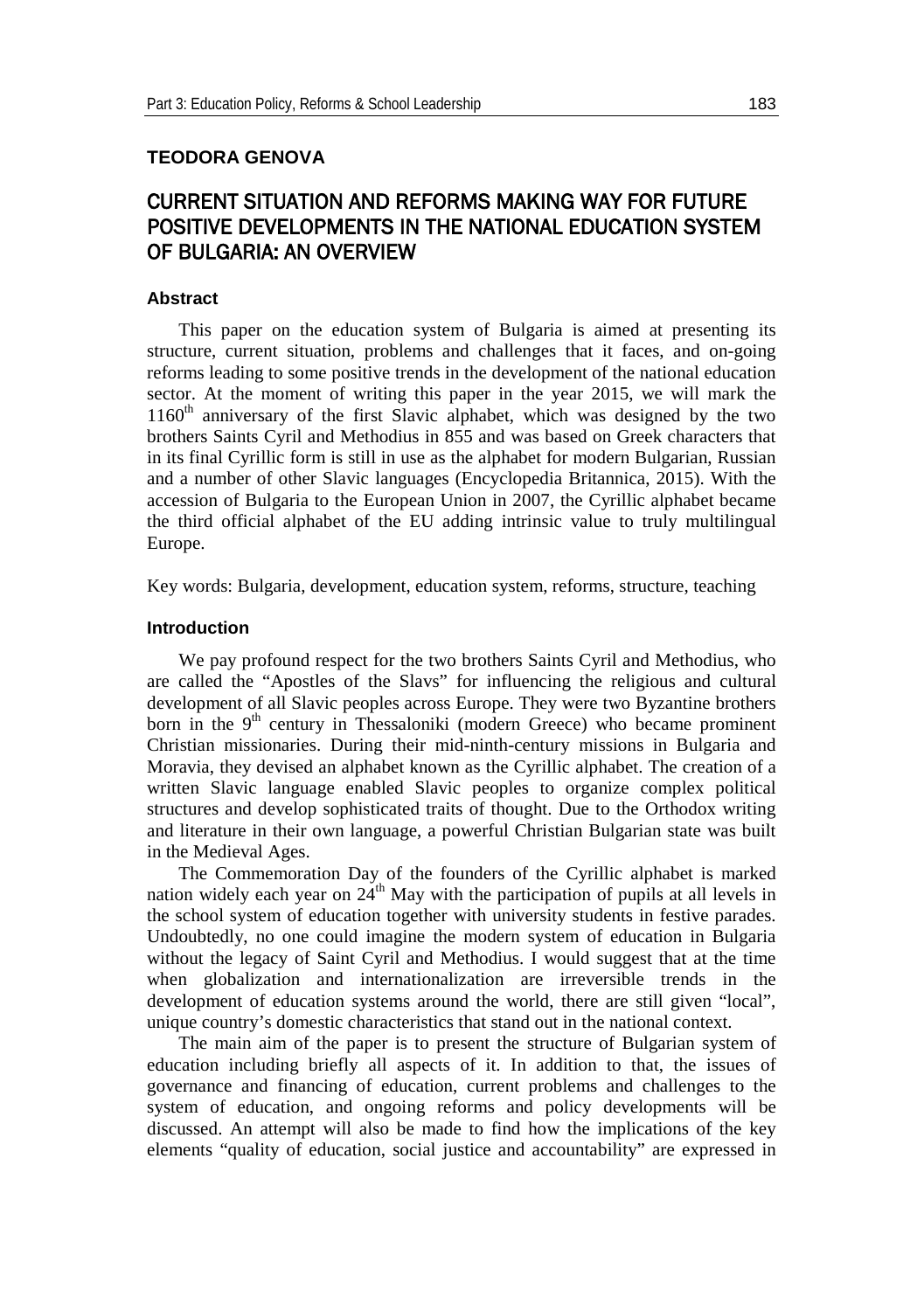**TEODORA GENOVA**

# CURRENT SITUATION AND REFORMS MAKING WAY FOR FUTURE POSITIVE DEVELOPMENTS IN THE NATIONAL EDUCATION SYSTEM OF BULGARIA: AN OVERVIEW

## Abstract

This paper on the education system of Bulgaria is aimed at presenting its structure, current situation, problems and challenges that it faces, and on-going reforms leading to some positive trends in the development of the national education sector. At the moment of writing this paper in the year 2015, we will mark the 1160th anniversary of the first Slavic alphabet, which was designed by the two brothers Saints Cyril and Methodius in 855 and was based on Greek characters that in its final Cyrillic form is still in use as the alphabet for modern Bulgarian, Russian and a number of other Slavic languages (Encyclopedia Britannica, 2015). With the accession of Bulgaria to the European Union in 2007, the Cyrillic alphabet became the third official alphabet of the EU adding intrinsic value to truly multilingual Europe.

Key words: Bulgaria, development, education system, reforms, structure, teaching

## Introduction

We pay profound respect for the two brothers Saints Cyril and Methodius, who are called the "Apostles of the Slavs" for influencing the religious and cultural development of all Slavic peoples across Europe. They were two Byzantine brothers born in the 9th century in Thessaloniki (modern Greece) who became prominent Christian missionaries. During their mid-ninth-century missions in Bulgaria and Moravia, they devised an alphabet known as the Cyrillic alphabet. The creation of a written Slavic language enabled Slavic peoples to organize complex political structures and develop sophisticated traits of thought. Due to the Orthodox writing and literature in their own language, a powerful Christian Bulgarian state was built in the Medieval Ages.

The Commemoration Day of the founders of the Cyrillic alphabet is marked nation widely each year on 24th May with the participation of pupils at all levels in the school system of education together with university students in festive parades. Undoubtedly, no one could imagine the modern system of education in Bulgaria without the legacy of Saint Cyril and Methodius. I would suggest that at the time when globalization and internationalization are irreversible trends in the development of education systems around the world, there are still given "local", unique country's domestic characteristics that stand out in the national context.

The main aim of the paper is to present the structure of Bulgarian system of education including briefly all aspects of it. In addition to that, the issues of governance and financing of education, current problems and challenges to the system of education, and ongoing reforms and policy developments will be discussed. An attempt will also be made to find how the implications of the key elements "quality of education, social justice and accountability" are expressed in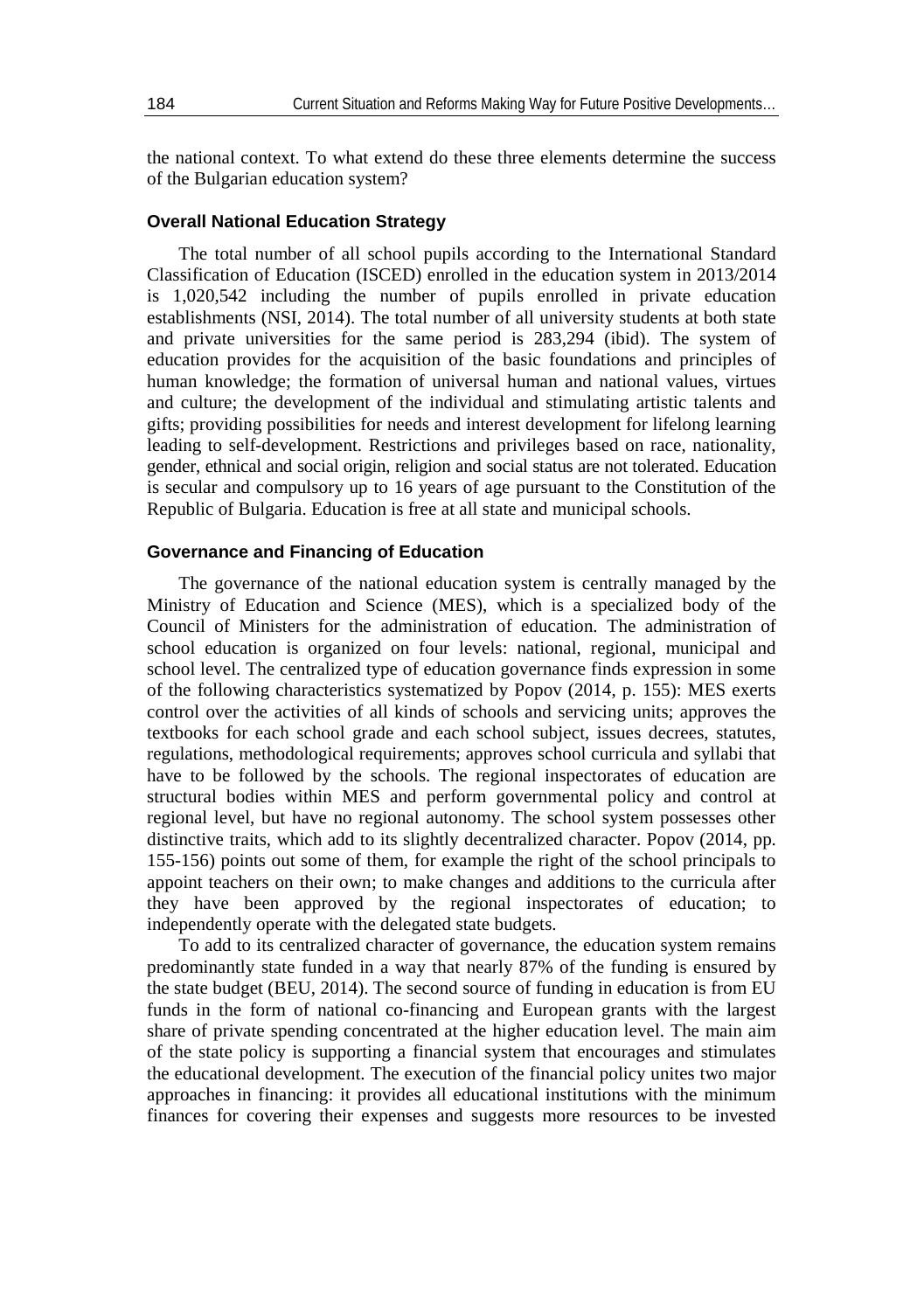the national context. To what extend do these three elements determine the success of the Bulgarian education system?

### Overall National Education Strategy

The total number of all school pupils according to the International Standard Classification of Education (ISCED) enrolled in the education system in 2013/2014 is 1,020,542 including the number of pupils enrolled in private education establishments (NSI, 2014). The total number of all university students at both state and private universities for the same period is 283,294 (ibid). The system of education provides for the acquisition of the basic foundations and principles of human knowledge; the formation of universal human and national values, virtues and culture; the development of the individual and stimulating artistic talents and gifts; providing possibilities for needs and interest development for lifelong learning leading to self-development. Restrictions and privileges based on race, nationality, gender, ethnical and social origin, religion and social status are not tolerated. Education is secular and compulsory up to 16 years of age pursuant to the Constitution of the Republic of Bulgaria. Education is free at all state and municipal schools.

### Governance and Financing of Education

The governance of the national education system is centrally managed by the Ministry of Education and Science (MES), which is a specialized body of the Council of Ministers for the administration of education. The administration of school education is organized on four levels: national, regional, municipal and school level. The centralized type of education governance finds expression in some of the following characteristics systematized by Popov (2014, p. 155): MES exerts control over the activities of all kinds of schools and servicing units; approves the textbooks for each school grade and each school subject, issues decrees, statutes, regulations, methodological requirements; approves school curricula and syllabi that have to be followed by the schools. The regional inspectorates of education are structural bodies within MES and perform governmental policy and control at regional level, but have no regional autonomy. The school system possesses other distinctive traits, which add to its slightly decentralized character. Popov (2014, pp. 155-156) points out some of them, for example the right of the school principals to appoint teachers on their own; to make changes and additions to the curricula after they have been approved by the regional inspectorates of education; to independently operate with the delegated state budgets.

To add to its centralized character of governance, the education system remains predominantly state funded in a way that nearly 87% of the funding is ensured by the state budget (BEU, 2014). The second source of funding in education is from EU funds in the form of national co-financing and European grants with the largest share of private spending concentrated at the higher education level. The main aim of the state policy is supporting a financial system that encourages and stimulates the educational development. The execution of the financial policy unites two major approaches in financing: it provides all educational institutions with the minimum finances for covering their expenses and suggests more resources to be invested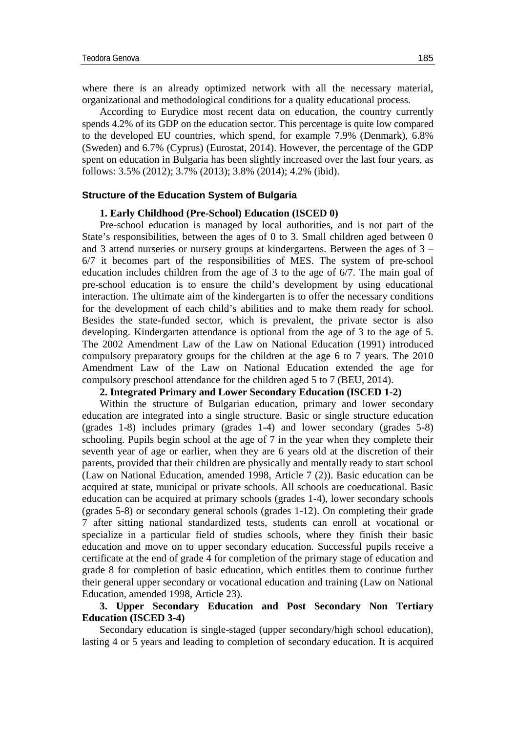where there is an already optimized network with all the necessary material, organizational and methodological conditions for a quality educational process.

According to Eurydice most recent data on education, the country currently spends 4.2% of its GDP on the education sector. This percentage is quite low compared to the developed EU countries, which spend, for example 7.9% (Denmark), 6.8% (Sweden) and 6.7% (Cyprus) (Eurostat, 2014). However, the percentage of the GDP spent on education in Bulgaria has been slightly increased over the last four years, as follows: 3.5% (2012); 3.7% (2013); 3.8% (2014); 4.2% (ibid).

## Structure of the Education System of Bulgaria

### 1. Early Childhood (Pre-School) Education (ISCED 0)

Pre-school education is managed by local authorities, and is not part of the State's responsibilities, between the ages of 0 to 3. Small children aged between 0 and 3 attend nurseries or nursery groups at kindergartens. Between the ages of 3 – 6/7 it becomes part of the responsibilities of MES. The system of pre-school education includes children from the age of 3 to the age of 6/7. The main goal of pre-school education is to ensure the child's development by using educational interaction. The ultimate aim of the kindergarten is to offer the necessary conditions for the development of each child's abilities and to make them ready for school. Besides the state-funded sector, which is prevalent, the private sector is also developing. Kindergarten attendance is optional from the age of 3 to the age of 5. The 2002 Amendment Law of the Law on National Education (1991) introduced compulsory preparatory groups for the children at the age 6 to 7 years. The 2010 Amendment Law of the Law on National Education extended the age for compulsory preschool attendance for the children aged 5 to 7 (BEU, 2014).

### 2. Integrated Primary and Lower Secondary Education (ISCED 1-2)

Within the structure of Bulgarian education, primary and lower secondary education are integrated into a single structure. Basic or single structure education (grades 1-8) includes primary (grades 1-4) and lower secondary (grades 5-8) schooling. Pupils begin school at the age of 7 in the year when they complete their seventh year of age or earlier, when they are 6 years old at the discretion of their parents, provided that their children are physically and mentally ready to start school (Law on National Education, amended 1998, Article 7 (2)). Basic education can be acquired at state, municipal or private schools. All schools are coeducational. Basic education can be acquired at primary schools (grades 1-4), lower secondary schools (grades 5-8) or secondary general schools (grades 1-12). On completing their grade 7 after sitting national standardized tests, students can enroll at vocational or specialize in a particular field of studies schools, where they finish their basic education and move on to upper secondary education. Successful pupils receive a certificate at the end of grade 4 for completion of the primary stage of education and grade 8 for completion of basic education, which entitles them to continue further their general upper secondary or vocational education and training (Law on National Education, amended 1998, Article 23).

### 3. Upper Secondary Education and Post Secondary Non Tertiary Education (ISCED 3-4)

Secondary education is single-staged (upper secondary/high school education), lasting 4 or 5 years and leading to completion of secondary education. It is acquired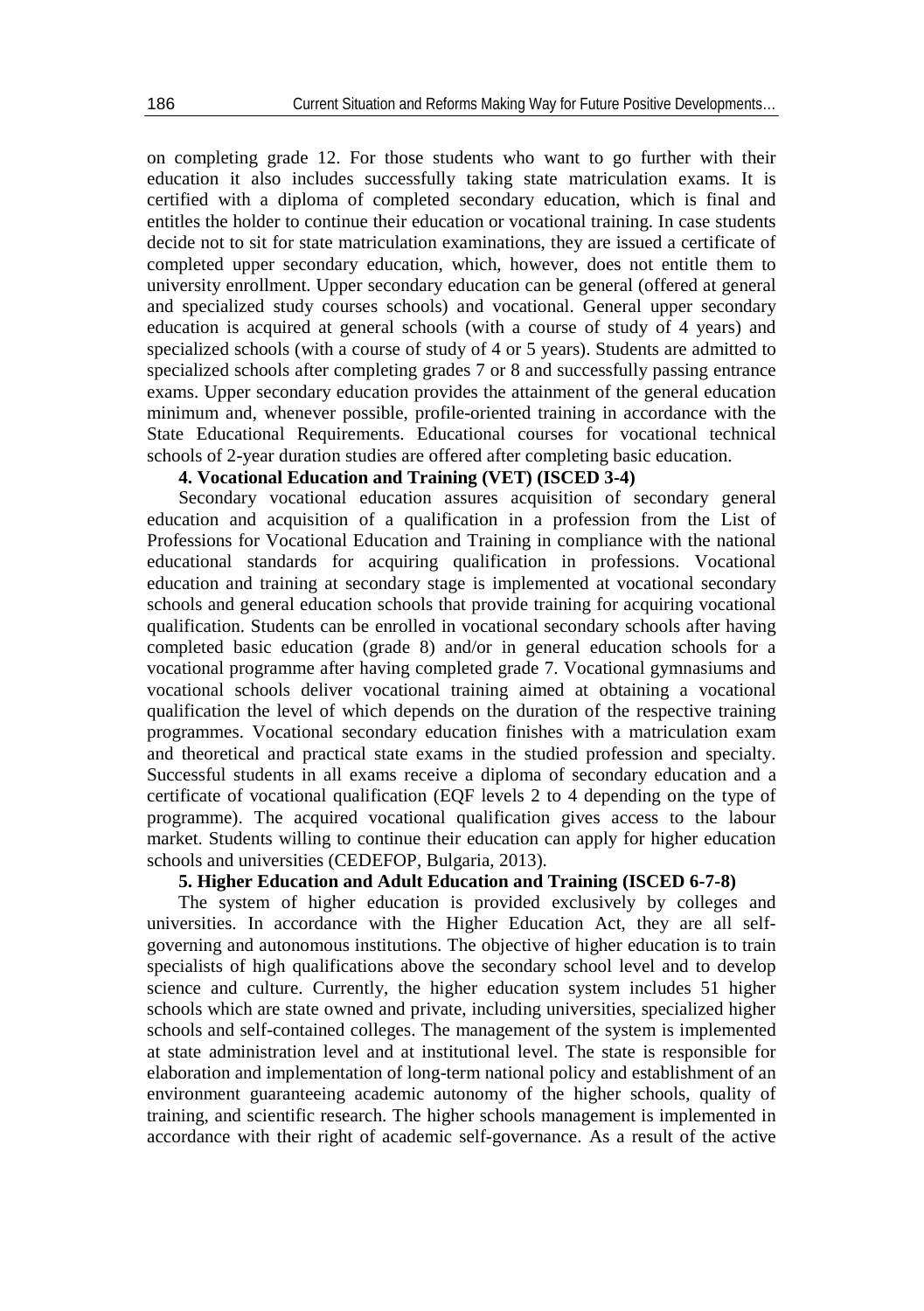on completing grade 12. For those students who want to go further with their education it also includes successfully taking state matriculation exams. It is certified with a diploma of completed secondary education, which is final and entitles the holder to continue their education or vocational training. In case students decide not to sit for state matriculation examinations, they are issued a certificate of completed upper secondary education, which, however, does not entitle them to university enrollment. Upper secondary education can be general (offered at general and specialized study courses schools) and vocational. General upper secondary education is acquired at general schools (with a course of study of 4 years) and specialized schools (with a course of study of 4 or 5 years). Students are admitted to specialized schools after completing grades 7 or 8 and successfully passing entrance exams. Upper secondary education provides the attainment of the general education minimum and, whenever possible, profile-oriented training in accordance with the State Educational Requirements. Educational courses for vocational technical schools of 2-year duration studies are offered after completing basic education.

**4. Vocational Education and Training (VET) (ISCED 3-4)**

Secondary vocational education assures acquisition of secondary general education and acquisition of a qualification in a profession from the List of Professions for Vocational Education and Training in compliance with the national educational standards for acquiring qualification in professions. Vocational education and training at secondary stage is implemented at vocational secondary schools and general education schools that provide training for acquiring vocational qualification. Students can be enrolled in vocational secondary schools after having completed basic education (grade 8) and/or in general education schools for a vocational programme after having completed grade 7. Vocational gymnasiums and vocational schools deliver vocational training aimed at obtaining a vocational qualification the level of which depends on the duration of the respective training programmes. Vocational secondary education finishes with a matriculation exam and theoretical and practical state exams in the studied profession and specialty. Successful students in all exams receive a diploma of secondary education and a certificate of vocational qualification (EQF levels 2 to 4 depending on the type of programme). The acquired vocational qualification gives access to the labour market. Students willing to continue their education can apply for higher education schools and universities (CEDEFOP, Bulgaria, 2013).

**5. Higher Education and Adult Education and Training (ISCED 6-7-8)**

The system of higher education is provided exclusively by colleges and universities. In accordance with the Higher Education Act, they are all self-governing and autonomous institutions. The objective of higher education is to train specialists of high qualifications above the secondary school level and to develop science and culture. Currently, the higher education system includes 51 higher schools which are state owned and private, including universities, specialized higher schools and self-contained colleges. The management of the system is implemented at state administration level and at institutional level. The state is responsible for elaboration and implementation of long-term national policy and establishment of an environment guaranteeing academic autonomy of the higher schools, quality of training, and scientific research. The higher schools management is implemented in accordance with their right of academic self-governance. As a result of the active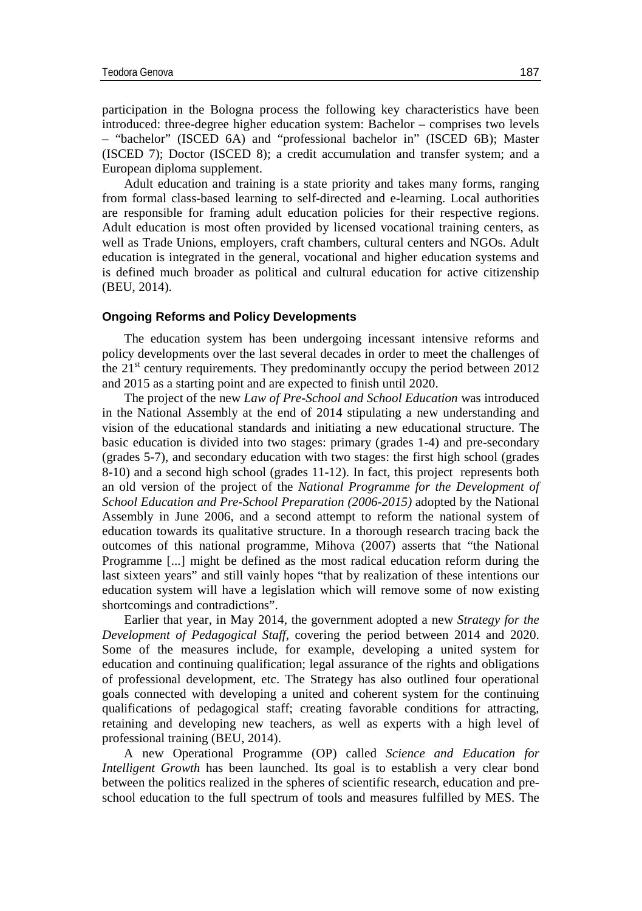participation in the Bologna process the following key characteristics have been introduced: three-degree higher education system: Bachelor – comprises two levels – "bachelor" (ISCED 6A) and "professional bachelor in" (ISCED 6B); Master (ISCED 7); Doctor (ISCED 8); a credit accumulation and transfer system; and a European diploma supplement.

Adult education and training is a state priority and takes many forms, ranging from formal class-based learning to self-directed and e-learning. Local authorities are responsible for framing adult education policies for their respective regions. Adult education is most often provided by licensed vocational training centers, as well as Trade Unions, employers, craft chambers, cultural centers and NGOs. Adult education is integrated in the general, vocational and higher education systems and is defined much broader as political and cultural education for active citizenship (BEU, 2014).

### Ongoing Reforms and Policy Developments

The education system has been undergoing incessant intensive reforms and policy developments over the last several decades in order to meet the challenges of the 21st century requirements. They predominantly occupy the period between 2012 and 2015 as a starting point and are expected to finish until 2020.

The project of the new *Law of Pre-School and School Education* was introduced in the National Assembly at the end of 2014 stipulating a new understanding and vision of the educational standards and initiating a new educational structure. The basic education is divided into two stages: primary (grades 1-4) and pre-secondary (grades 5-7), and secondary education with two stages: the first high school (grades 8-10) and a second high school (grades 11-12). In fact, this project represents both an old version of the project of the *National Programme for the Development of School Education and Pre-School Preparation (2006-2015)* adopted by the National Assembly in June 2006, and a second attempt to reform the national system of education towards its qualitative structure. In a thorough research tracing back the outcomes of this national programme, Mihova (2007) asserts that "the National Programme [...] might be defined as the most radical education reform during the last sixteen years" and still vainly hopes "that by realization of these intentions our education system will have a legislation which will remove some of now existing shortcomings and contradictions".

Earlier that year, in May 2014, the government adopted a new *Strategy for the Development of Pedagogical Staff*, covering the period between 2014 and 2020. Some of the measures include, for example, developing a united system for education and continuing qualification; legal assurance of the rights and obligations of professional development, etc. The Strategy has also outlined four operational goals connected with developing a united and coherent system for the continuing qualifications of pedagogical staff; creating favorable conditions for attracting, retaining and developing new teachers, as well as experts with a high level of professional training (BEU, 2014).

A new Operational Programme (OP) called *Science and Education for Intelligent Growth* has been launched. Its goal is to establish a very clear bond between the politics realized in the spheres of scientific research, education and pre-school education to the full spectrum of tools and measures fulfilled by MES. The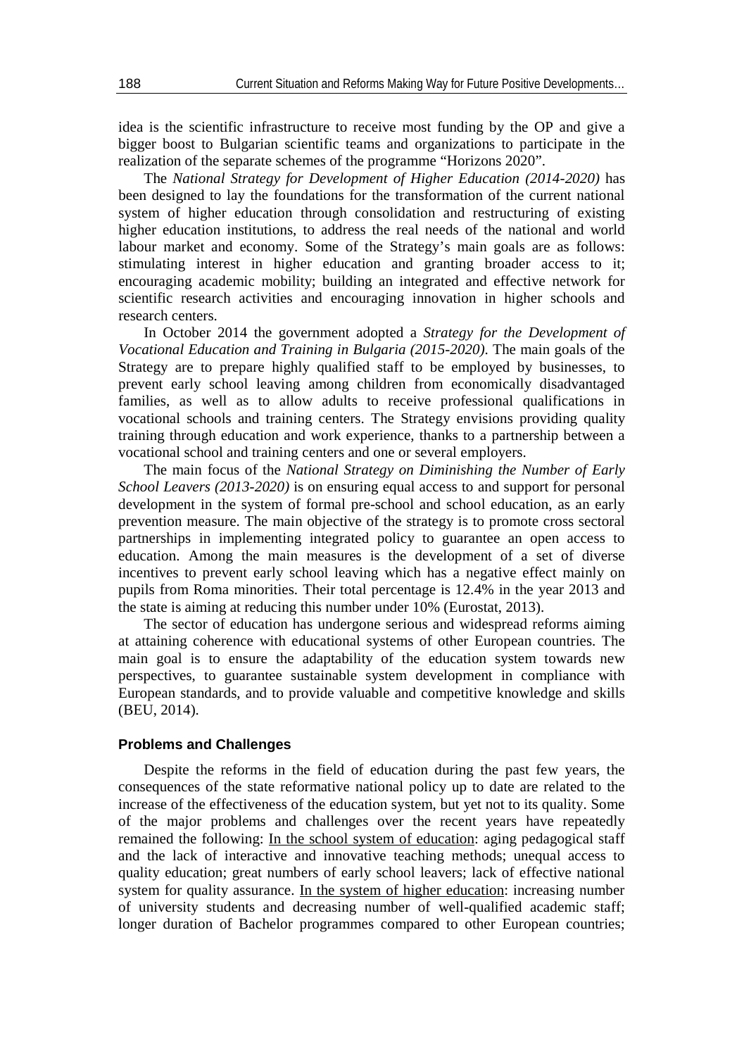idea is the scientific infrastructure to receive most funding by the OP and give a bigger boost to Bulgarian scientific teams and organizations to participate in the realization of the separate schemes of the programme "Horizons 2020".

The *National Strategy for Development of Higher Education (2014-2020)* has been designed to lay the foundations for the transformation of the current national system of higher education through consolidation and restructuring of existing higher education institutions, to address the real needs of the national and world labour market and economy. Some of the Strategy's main goals are as follows: stimulating interest in higher education and granting broader access to it; encouraging academic mobility; building an integrated and effective network for scientific research activities and encouraging innovation in higher schools and research centers.

In October 2014 the government adopted a *Strategy for the Development of Vocational Education and Training in Bulgaria (2015-2020)*. The main goals of the Strategy are to prepare highly qualified staff to be employed by businesses, to prevent early school leaving among children from economically disadvantaged families, as well as to allow adults to receive professional qualifications in vocational schools and training centers. The Strategy envisions providing quality training through education and work experience, thanks to a partnership between a vocational school and training centers and one or several employers.

The main focus of the *National Strategy on Diminishing the Number of Early School Leavers (2013-2020)* is on ensuring equal access to and support for personal development in the system of formal pre-school and school education, as an early prevention measure. The main objective of the strategy is to promote cross sectoral partnerships in implementing integrated policy to guarantee an open access to education. Among the main measures is the development of a set of diverse incentives to prevent early school leaving which has a negative effect mainly on pupils from Roma minorities. Their total percentage is 12.4% in the year 2013 and the state is aiming at reducing this number under 10% (Eurostat, 2013).

The sector of education has undergone serious and widespread reforms aiming at attaining coherence with educational systems of other European countries. The main goal is to ensure the adaptability of the education system towards new perspectives, to guarantee sustainable system development in compliance with European standards, and to provide valuable and competitive knowledge and skills (BEU, 2014).

### Problems and Challenges

Despite the reforms in the field of education during the past few years, the consequences of the state reformative national policy up to date are related to the increase of the effectiveness of the education system, but yet not to its quality. Some of the major problems and challenges over the recent years have repeatedly remained the following: In the school system of education: aging pedagogical staff and the lack of interactive and innovative teaching methods; unequal access to quality education; great numbers of early school leavers; lack of effective national system for quality assurance. In the system of higher education: increasing number of university students and decreasing number of well-qualified academic staff; longer duration of Bachelor programmes compared to other European countries;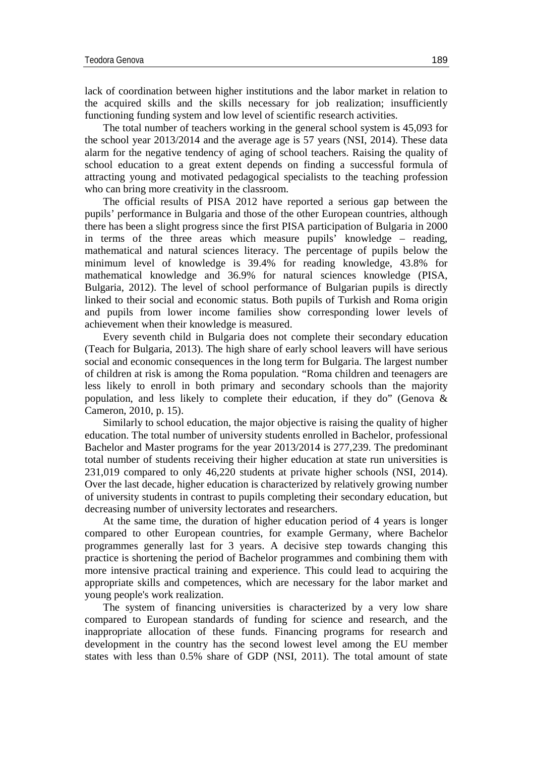lack of coordination between higher institutions and the labor market in relation to the acquired skills and the skills necessary for job realization; insufficiently functioning funding system and low level of scientific research activities.

The total number of teachers working in the general school system is 45,093 for the school year 2013/2014 and the average age is 57 years (NSI, 2014). These data alarm for the negative tendency of aging of school teachers. Raising the quality of school education to a great extent depends on finding a successful formula of attracting young and motivated pedagogical specialists to the teaching profession who can bring more creativity in the classroom.

The official results of PISA 2012 have reported a serious gap between the pupils' performance in Bulgaria and those of the other European countries, although there has been a slight progress since the first PISA participation of Bulgaria in 2000 in terms of the three areas which measure pupils' knowledge – reading, mathematical and natural sciences literacy. The percentage of pupils below the minimum level of knowledge is 39.4% for reading knowledge, 43.8% for mathematical knowledge and 36.9% for natural sciences knowledge (PISA, Bulgaria, 2012). The level of school performance of Bulgarian pupils is directly linked to their social and economic status. Both pupils of Turkish and Roma origin and pupils from lower income families show corresponding lower levels of achievement when their knowledge is measured.

Every seventh child in Bulgaria does not complete their secondary education (Teach for Bulgaria, 2013). The high share of early school leavers will have serious social and economic consequences in the long term for Bulgaria. The largest number of children at risk is among the Roma population. "Roma children and teenagers are less likely to enroll in both primary and secondary schools than the majority population, and less likely to complete their education, if they do" (Genova & Cameron, 2010, p. 15).

Similarly to school education, the major objective is raising the quality of higher education. The total number of university students enrolled in Bachelor, professional Bachelor and Master programs for the year 2013/2014 is 277,239. The predominant total number of students receiving their higher education at state run universities is 231,019 compared to only 46,220 students at private higher schools (NSI, 2014). Over the last decade, higher education is characterized by relatively growing number of university students in contrast to pupils completing their secondary education, but decreasing number of university lectorates and researchers.

At the same time, the duration of higher education period of 4 years is longer compared to other European countries, for example Germany, where Bachelor programmes generally last for 3 years. A decisive step towards changing this practice is shortening the period of Bachelor programmes and combining them with more intensive practical training and experience. This could lead to acquiring the appropriate skills and competences, which are necessary for the labor market and young people's work realization.

The system of financing universities is characterized by a very low share compared to European standards of funding for science and research, and the inappropriate allocation of these funds. Financing programs for research and development in the country has the second lowest level among the EU member states with less than 0.5% share of GDP (NSI, 2011). The total amount of state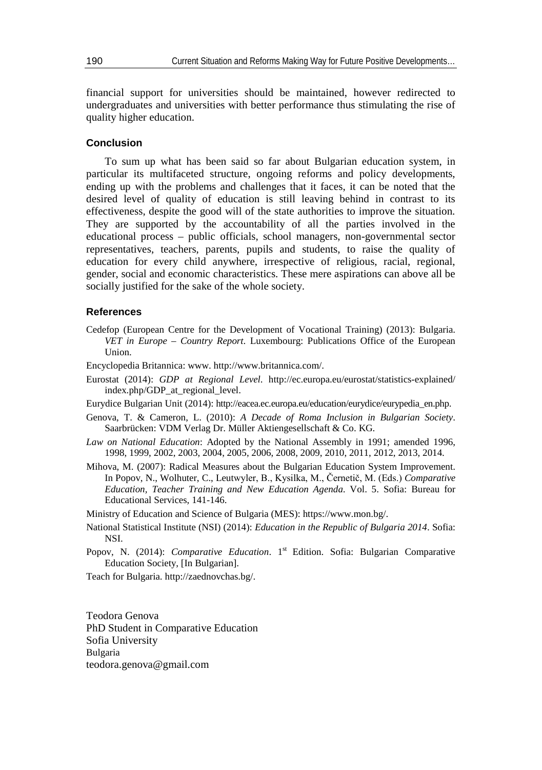financial support for universities should be maintained, however redirected to undergraduates and universities with better performance thus stimulating the rise of quality higher education.

## Conclusion

To sum up what has been said so far about Bulgarian education system, in particular its multifaceted structure, ongoing reforms and policy developments, ending up with the problems and challenges that it faces, it can be noted that the desired level of quality of education is still leaving behind in contrast to its effectiveness, despite the good will of the state authorities to improve the situation. They are supported by the accountability of all the parties involved in the educational process – public officials, school managers, non-governmental sector representatives, teachers, parents, pupils and students, to raise the quality of education for every child anywhere, irrespective of religious, racial, regional, gender, social and economic characteristics. These mere aspirations can above all be socially justified for the sake of the whole society.

## References

Cedefop (European Centre for the Development of Vocational Training) (2013): Bulgaria. *VET in Europe – Country Report*. Luxembourg: Publications Office of the European Union.

Encyclopedia Britannica: www. http://www.britannica.com/.

Eurostat (2014): *GDP at Regional Level*. http://ec.europa.eu/eurostat/statistics-explained/index.php/GDP_at_regional_level.

Eurydice Bulgarian Unit (2014): http://eacea.ec.europa.eu/education/eurydice/eurypedia_en.php.

Genova, T. & Cameron, L. (2010): *A Decade of Roma Inclusion in Bulgarian Society*. Saarbrücken: VDM Verlag Dr. Müller Aktiengesellschaft & Co. KG.

*Law on National Education*: Adopted by the National Assembly in 1991; amended 1996, 1998, 1999, 2002, 2003, 2004, 2005, 2006, 2008, 2009, 2010, 2011, 2012, 2013, 2014.

Mihova, M. (2007): Radical Measures about the Bulgarian Education System Improvement. In Popov, N., Wolhuter, C., Leutwyler, B., Kysilka, M., Černetič, M. (Eds.) *Comparative Education, Teacher Training and New Education Agenda*. Vol. 5. Sofia: Bureau for Educational Services, 141-146.

Ministry of Education and Science of Bulgaria (MES): https://www.mon.bg/.

National Statistical Institute (NSI) (2014): *Education in the Republic of Bulgaria 2014*. Sofia: NSI.

Popov, N. (2014): *Comparative Education*. 1st Edition. Sofia: Bulgarian Comparative Education Society, [In Bulgarian].

Teach for Bulgaria. http://zaednovchas.bg/.

Teodora Genova
PhD Student in Comparative Education
Sofia University
Bulgaria
teodora.genova@gmail.com